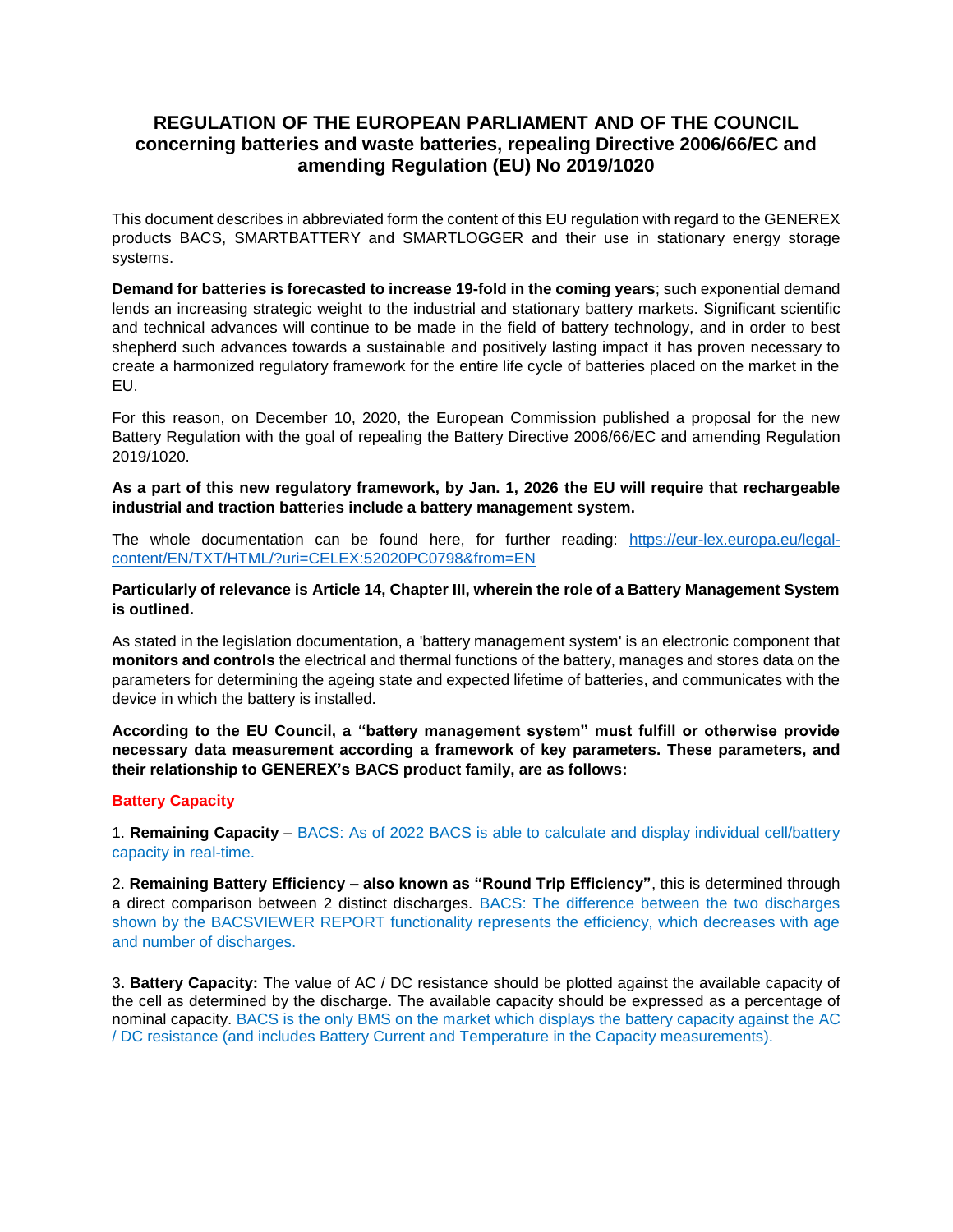# REGULATION OF THE EUROPEAN PARLIAMENT AND OF THE COUNCIL concerning batteries and waste batteries, repealing Directive 2006/66/EC and amending Regulation (EU) No 2019/1020

This document describes in abbreviated form the content of this EU regulation with regard to the GENEREX products BACS, SMARTBATTERY and SMARTLOGGER and their use in stationary energy storage systems.

**Demand for batteries is forecasted to increase 19-fold in the coming years**; such exponential demand lends an increasing strategic weight to the industrial and stationary battery markets. Significant scientific and technical advances will continue to be made in the field of battery technology, and in order to best shepherd such advances towards a sustainable and positively lasting impact it has proven necessary to create a harmonized regulatory framework for the entire life cycle of batteries placed on the market in the EU.

For this reason, on December 10, 2020, the European Commission published a proposal for the new Battery Regulation with the goal of repealing the Battery Directive 2006/66/EC and amending Regulation 2019/1020.

**As a part of this new regulatory framework, by Jan. 1, 2026 the EU will require that rechargeable industrial and traction batteries include a battery management system.**

The whole documentation can be found here, for further reading: [https://eur-lex.europa.eu/legal-content/EN/TXT/HTML/?uri=CELEX:52020PC0798&from=EN](https://eur-lex.europa.eu/legal-content/EN/TXT/HTML/?uri=CELEX:52020PC0798&from=EN)

**Particularly of relevance is Article 14, Chapter III, wherein the role of a Battery Management System is outlined.**

As stated in the legislation documentation, a 'battery management system' is an electronic component that **monitors and controls** the electrical and thermal functions of the battery, manages and stores data on the parameters for determining the ageing state and expected lifetime of batteries, and communicates with the device in which the battery is installed.

**According to the EU Council, a "battery management system" must fulfill or otherwise provide necessary data measurement according a framework of key parameters. These parameters, and their relationship to GENEREX's BACS product family, are as follows:**

## Battery Capacity

1. **Remaining Capacity** – BACS: As of 2022 BACS is able to calculate and display individual cell/battery capacity in real-time.

2. **Remaining Battery Efficiency – also known as "Round Trip Efficiency"**, this is determined through a direct comparison between 2 distinct discharges. BACS: The difference between the two discharges shown by the BACSVIEWER REPORT functionality represents the efficiency, which decreases with age and number of discharges.

3**. Battery Capacity:** The value of AC / DC resistance should be plotted against the available capacity of the cell as determined by the discharge. The available capacity should be expressed as a percentage of nominal capacity. BACS is the only BMS on the market which displays the battery capacity against the AC / DC resistance (and includes Battery Current and Temperature in the Capacity measurements).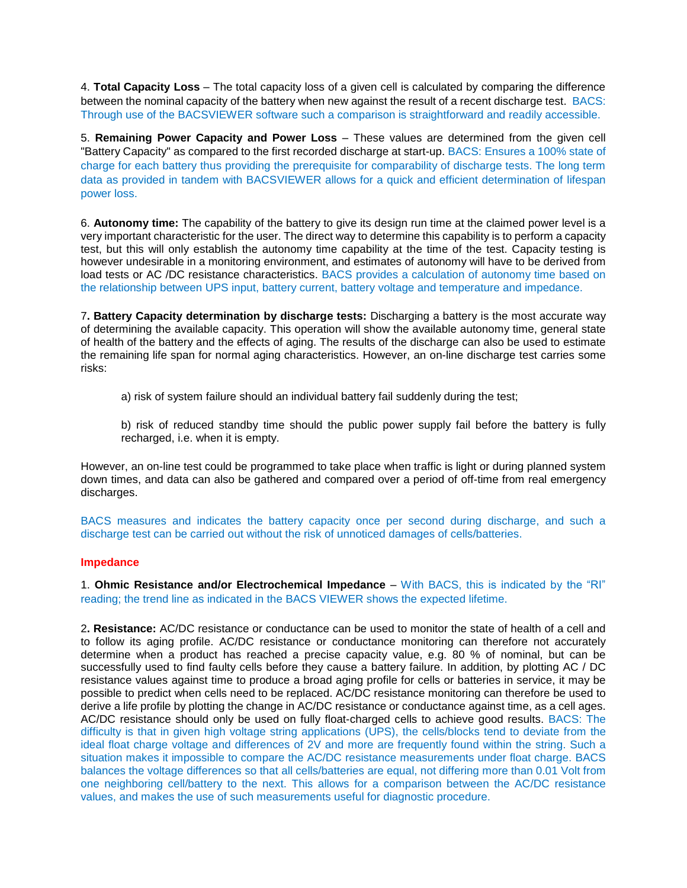4. **Total Capacity Loss** – The total capacity loss of a given cell is calculated by comparing the difference between the nominal capacity of the battery when new against the result of a recent discharge test. BACS: Through use of the BACSVIEWER software such a comparison is straightforward and readily accessible.

5. **Remaining Power Capacity and Power Loss** – These values are determined from the given cell "Battery Capacity" as compared to the first recorded discharge at start-up. BACS: Ensures a 100% state of charge for each battery thus providing the prerequisite for comparability of discharge tests. The long term data as provided in tandem with BACSVIEWER allows for a quick and efficient determination of lifespan power loss.

6. **Autonomy time:** The capability of the battery to give its design run time at the claimed power level is a very important characteristic for the user. The direct way to determine this capability is to perform a capacity test, but this will only establish the autonomy time capability at the time of the test. Capacity testing is however undesirable in a monitoring environment, and estimates of autonomy will have to be derived from load tests or AC /DC resistance characteristics. BACS provides a calculation of autonomy time based on the relationship between UPS input, battery current, battery voltage and temperature and impedance.

7**. Battery Capacity determination by discharge tests:** Discharging a battery is the most accurate way of determining the available capacity. This operation will show the available autonomy time, general state of health of the battery and the effects of aging. The results of the discharge can also be used to estimate the remaining life span for normal aging characteristics. However, an on-line discharge test carries some risks:

> a) risk of system failure should an individual battery fail suddenly during the test;
>
> b) risk of reduced standby time should the public power supply fail before the battery is fully recharged, i.e. when it is empty.

However, an on-line test could be programmed to take place when traffic is light or during planned system down times, and data can also be gathered and compared over a period of off-time from real emergency discharges.

BACS measures and indicates the battery capacity once per second during discharge, and such a discharge test can be carried out without the risk of unnoticed damages of cells/batteries.

**Impedance**

1. **Ohmic Resistance and/or Electrochemical Impedance** – With BACS, this is indicated by the "RI" reading; the trend line as indicated in the BACS VIEWER shows the expected lifetime.

2**. Resistance:** AC/DC resistance or conductance can be used to monitor the state of health of a cell and to follow its aging profile. AC/DC resistance or conductance monitoring can therefore not accurately determine when a product has reached a precise capacity value, e.g. 80 % of nominal, but can be successfully used to find faulty cells before they cause a battery failure. In addition, by plotting AC / DC resistance values against time to produce a broad aging profile for cells or batteries in service, it may be possible to predict when cells need to be replaced. AC/DC resistance monitoring can therefore be used to derive a life profile by plotting the change in AC/DC resistance or conductance against time, as a cell ages. AC/DC resistance should only be used on fully float-charged cells to achieve good results. BACS: The difficulty is that in given high voltage string applications (UPS), the cells/blocks tend to deviate from the ideal float charge voltage and differences of 2V and more are frequently found within the string. Such a situation makes it impossible to compare the AC/DC resistance measurements under float charge. BACS balances the voltage differences so that all cells/batteries are equal, not differing more than 0.01 Volt from one neighboring cell/battery to the next. This allows for a comparison between the AC/DC resistance values, and makes the use of such measurements useful for diagnostic procedure.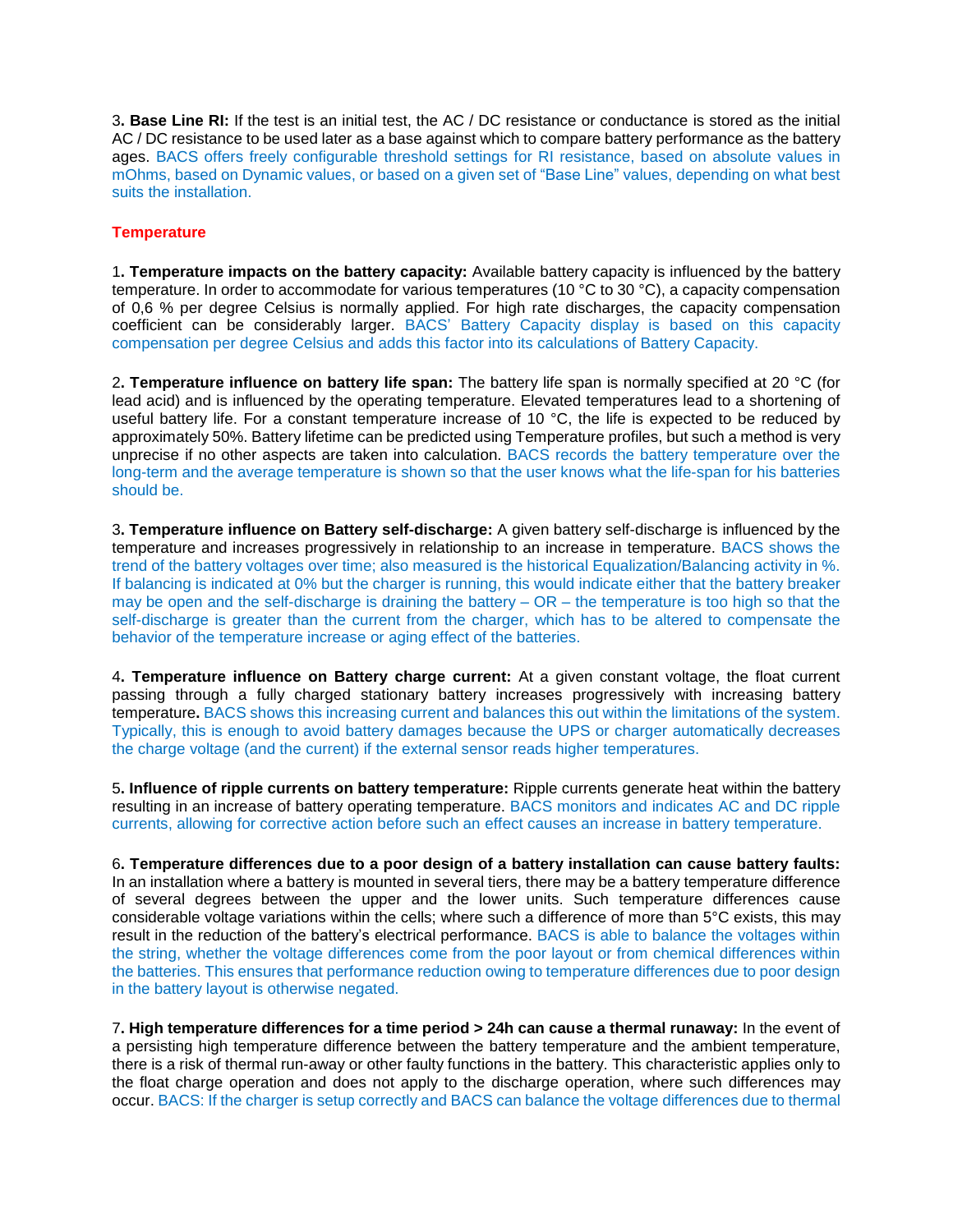3. **Base Line RI:** If the test is an initial test, the AC / DC resistance or conductance is stored as the initial AC / DC resistance to be used later as a base against which to compare battery performance as the battery ages. BACS offers freely configurable threshold settings for RI resistance, based on absolute values in mOhms, based on Dynamic values, or based on a given set of “Base Line” values, depending on what best suits the installation.

**Temperature**

1. **Temperature impacts on the battery capacity:** Available battery capacity is influenced by the battery temperature. In order to accommodate for various temperatures (10 °C to 30 °C), a capacity compensation of 0,6 % per degree Celsius is normally applied. For high rate discharges, the capacity compensation coefficient can be considerably larger. BACS’ Battery Capacity display is based on this capacity compensation per degree Celsius and adds this factor into its calculations of Battery Capacity.

2. **Temperature influence on battery life span:** The battery life span is normally specified at 20 °C (for lead acid) and is influenced by the operating temperature. Elevated temperatures lead to a shortening of useful battery life. For a constant temperature increase of 10 °C, the life is expected to be reduced by approximately 50%. Battery lifetime can be predicted using Temperature profiles, but such a method is very unprecise if no other aspects are taken into calculation. BACS records the battery temperature over the long-term and the average temperature is shown so that the user knows what the life-span for his batteries should be.

3. **Temperature influence on Battery self-discharge:** A given battery self-discharge is influenced by the temperature and increases progressively in relationship to an increase in temperature. BACS shows the trend of the battery voltages over time; also measured is the historical Equalization/Balancing activity in %. If balancing is indicated at 0% but the charger is running, this would indicate either that the battery breaker may be open and the self-discharge is draining the battery – OR – the temperature is too high so that the self-discharge is greater than the current from the charger, which has to be altered to compensate the behavior of the temperature increase or aging effect of the batteries.

4. **Temperature influence on Battery charge current:** At a given constant voltage, the float current passing through a fully charged stationary battery increases progressively with increasing battery temperature**.** BACS shows this increasing current and balances this out within the limitations of the system. Typically, this is enough to avoid battery damages because the UPS or charger automatically decreases the charge voltage (and the current) if the external sensor reads higher temperatures.

5. **Influence of ripple currents on battery temperature:** Ripple currents generate heat within the battery resulting in an increase of battery operating temperature. BACS monitors and indicates AC and DC ripple currents, allowing for corrective action before such an effect causes an increase in battery temperature.

6. **Temperature differences due to a poor design of a battery installation can cause battery faults:** In an installation where a battery is mounted in several tiers, there may be a battery temperature difference of several degrees between the upper and the lower units. Such temperature differences cause considerable voltage variations within the cells; where such a difference of more than 5°C exists, this may result in the reduction of the battery’s electrical performance. BACS is able to balance the voltages within the string, whether the voltage differences come from the poor layout or from chemical differences within the batteries. This ensures that performance reduction owing to temperature differences due to poor design in the battery layout is otherwise negated.

7. **High temperature differences for a time period > 24h can cause a thermal runaway:** In the event of a persisting high temperature difference between the battery temperature and the ambient temperature, there is a risk of thermal run-away or other faulty functions in the battery. This characteristic applies only to the float charge operation and does not apply to the discharge operation, where such differences may occur. BACS: If the charger is setup correctly and BACS can balance the voltage differences due to thermal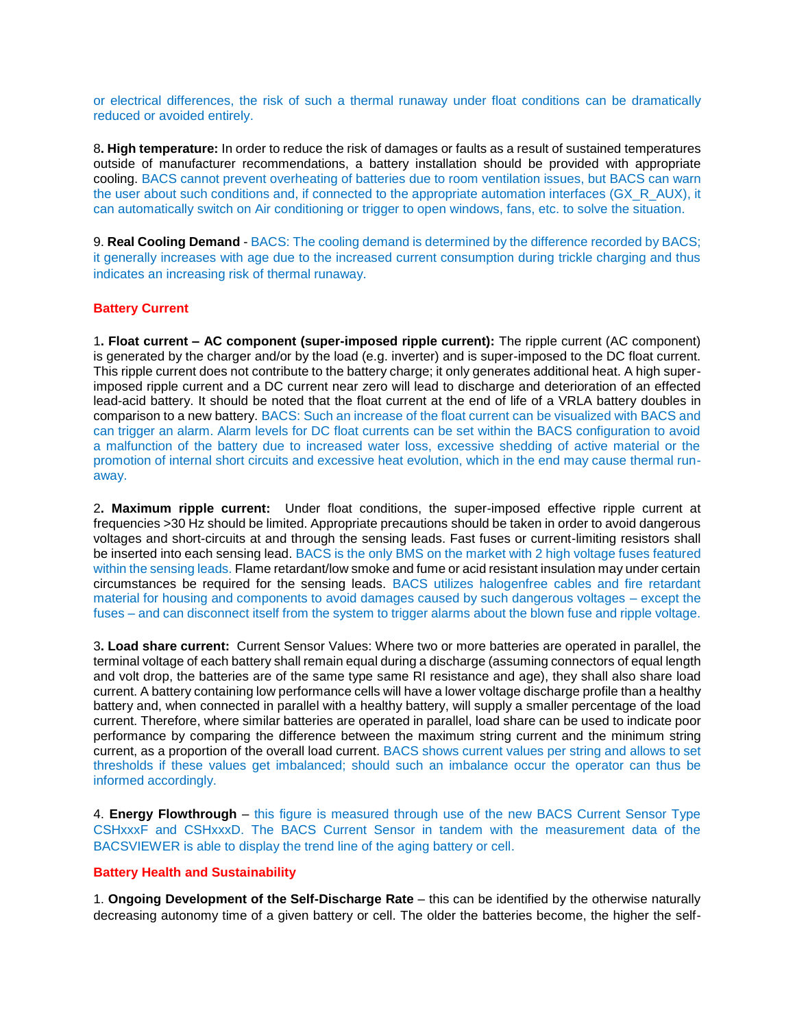or electrical differences, the risk of such a thermal runaway under float conditions can be dramatically reduced or avoided entirely.

8**. High temperature:** In order to reduce the risk of damages or faults as a result of sustained temperatures outside of manufacturer recommendations, a battery installation should be provided with appropriate cooling. BACS cannot prevent overheating of batteries due to room ventilation issues, but BACS can warn the user about such conditions and, if connected to the appropriate automation interfaces (GX_R_AUX), it can automatically switch on Air conditioning or trigger to open windows, fans, etc. to solve the situation.

9. **Real Cooling Demand** - BACS: The cooling demand is determined by the difference recorded by BACS; it generally increases with age due to the increased current consumption during trickle charging and thus indicates an increasing risk of thermal runaway.

**Battery Current**

1**. Float current – AC component (super-imposed ripple current):** The ripple current (AC component) is generated by the charger and/or by the load (e.g. inverter) and is super-imposed to the DC float current. This ripple current does not contribute to the battery charge; it only generates additional heat. A high super-imposed ripple current and a DC current near zero will lead to discharge and deterioration of an effected lead-acid battery. It should be noted that the float current at the end of life of a VRLA battery doubles in comparison to a new battery. BACS: Such an increase of the float current can be visualized with BACS and can trigger an alarm. Alarm levels for DC float currents can be set within the BACS configuration to avoid a malfunction of the battery due to increased water loss, excessive shedding of active material or the promotion of internal short circuits and excessive heat evolution, which in the end may cause thermal run-away.

2**. Maximum ripple current:** Under float conditions, the super-imposed effective ripple current at frequencies >30 Hz should be limited. Appropriate precautions should be taken in order to avoid dangerous voltages and short-circuits at and through the sensing leads. Fast fuses or current-limiting resistors shall be inserted into each sensing lead. BACS is the only BMS on the market with 2 high voltage fuses featured within the sensing leads. Flame retardant/low smoke and fume or acid resistant insulation may under certain circumstances be required for the sensing leads. BACS utilizes halogenfree cables and fire retardant material for housing and components to avoid damages caused by such dangerous voltages – except the fuses – and can disconnect itself from the system to trigger alarms about the blown fuse and ripple voltage.

3**. Load share current:** Current Sensor Values: Where two or more batteries are operated in parallel, the terminal voltage of each battery shall remain equal during a discharge (assuming connectors of equal length and volt drop, the batteries are of the same type same RI resistance and age), they shall also share load current. A battery containing low performance cells will have a lower voltage discharge profile than a healthy battery and, when connected in parallel with a healthy battery, will supply a smaller percentage of the load current. Therefore, where similar batteries are operated in parallel, load share can be used to indicate poor performance by comparing the difference between the maximum string current and the minimum string current, as a proportion of the overall load current. BACS shows current values per string and allows to set thresholds if these values get imbalanced; should such an imbalance occur the operator can thus be informed accordingly.

4. **Energy Flowthrough** – this figure is measured through use of the new BACS Current Sensor Type CSHxxxF and CSHxxxD. The BACS Current Sensor in tandem with the measurement data of the BACSVIEWER is able to display the trend line of the aging battery or cell.

**Battery Health and Sustainability**

1. **Ongoing Development of the Self-Discharge Rate** – this can be identified by the otherwise naturally decreasing autonomy time of a given battery or cell. The older the batteries become, the higher the self-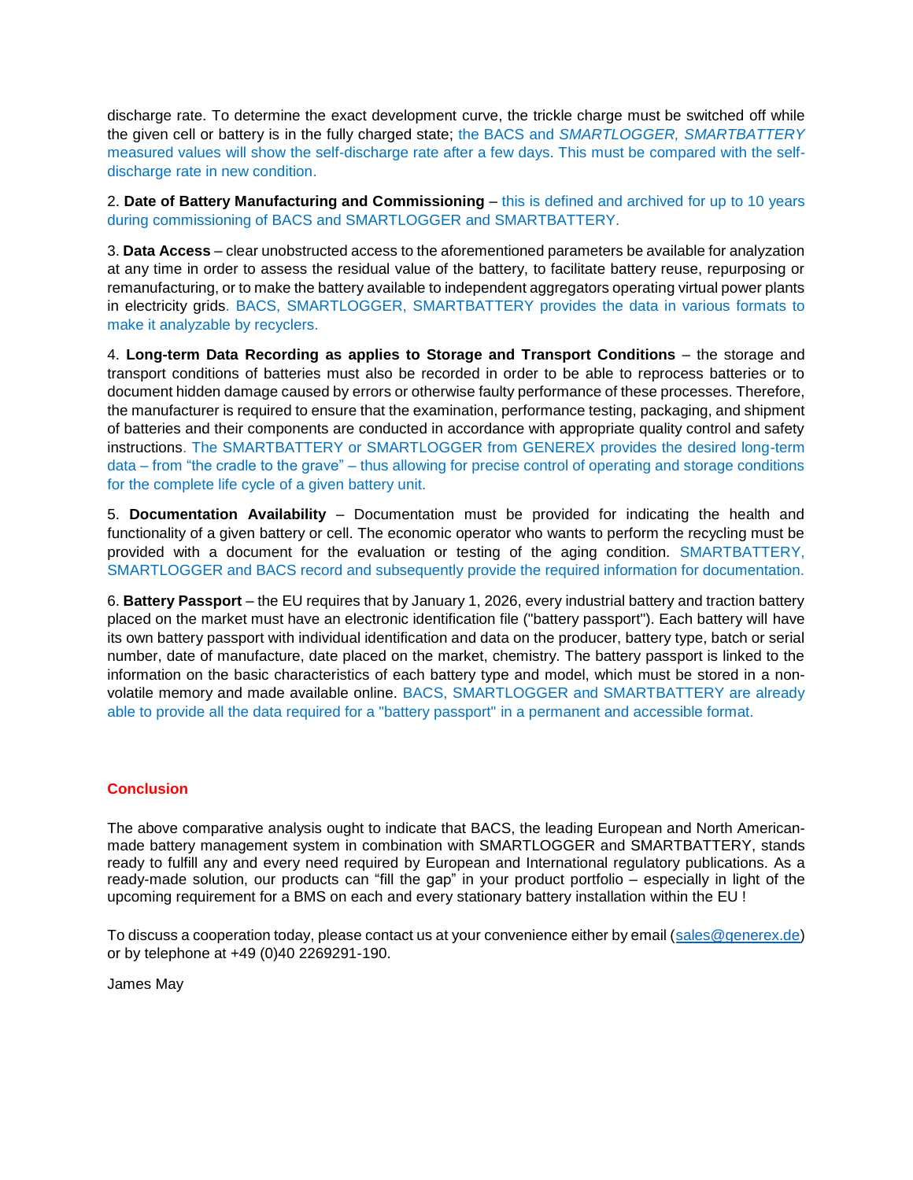discharge rate. To determine the exact development curve, the trickle charge must be switched off while the given cell or battery is in the fully charged state; the BACS and *SMARTLOGGER, SMARTBATTERY* measured values will show the self-discharge rate after a few days. This must be compared with the self-discharge rate in new condition.

2. **Date of Battery Manufacturing and Commissioning** – this is defined and archived for up to 10 years during commissioning of BACS and SMARTLOGGER and SMARTBATTERY.

3. **Data Access** – clear unobstructed access to the aforementioned parameters be available for analyzation at any time in order to assess the residual value of the battery, to facilitate battery reuse, repurposing or remanufacturing, or to make the battery available to independent aggregators operating virtual power plants in electricity grids. BACS, SMARTLOGGER, SMARTBATTERY provides the data in various formats to make it analyzable by recyclers.

4. **Long-term Data Recording as applies to Storage and Transport Conditions** – the storage and transport conditions of batteries must also be recorded in order to be able to reprocess batteries or to document hidden damage caused by errors or otherwise faulty performance of these processes. Therefore, the manufacturer is required to ensure that the examination, performance testing, packaging, and shipment of batteries and their components are conducted in accordance with appropriate quality control and safety instructions. The SMARTBATTERY or SMARTLOGGER from GENEREX provides the desired long-term data – from "the cradle to the grave" – thus allowing for precise control of operating and storage conditions for the complete life cycle of a given battery unit.

5. **Documentation Availability** – Documentation must be provided for indicating the health and functionality of a given battery or cell. The economic operator who wants to perform the recycling must be provided with a document for the evaluation or testing of the aging condition. SMARTBATTERY, SMARTLOGGER and BACS record and subsequently provide the required information for documentation.

6. **Battery Passport** – the EU requires that by January 1, 2026, every industrial battery and traction battery placed on the market must have an electronic identification file ("battery passport"). Each battery will have its own battery passport with individual identification and data on the producer, battery type, batch or serial number, date of manufacture, date placed on the market, chemistry. The battery passport is linked to the information on the basic characteristics of each battery type and model, which must be stored in a non-volatile memory and made available online. BACS, SMARTLOGGER and SMARTBATTERY are already able to provide all the data required for a "battery passport" in a permanent and accessible format.

## Conclusion

The above comparative analysis ought to indicate that BACS, the leading European and North American-made battery management system in combination with SMARTLOGGER and SMARTBATTERY, stands ready to fulfill any and every need required by European and International regulatory publications. As a ready-made solution, our products can "fill the gap" in your product portfolio – especially in light of the upcoming requirement for a BMS on each and every stationary battery installation within the EU !

To discuss a cooperation today, please contact us at your convenience either by email (sales@generex.de) or by telephone at +49 (0)40 2269291-190.

James May